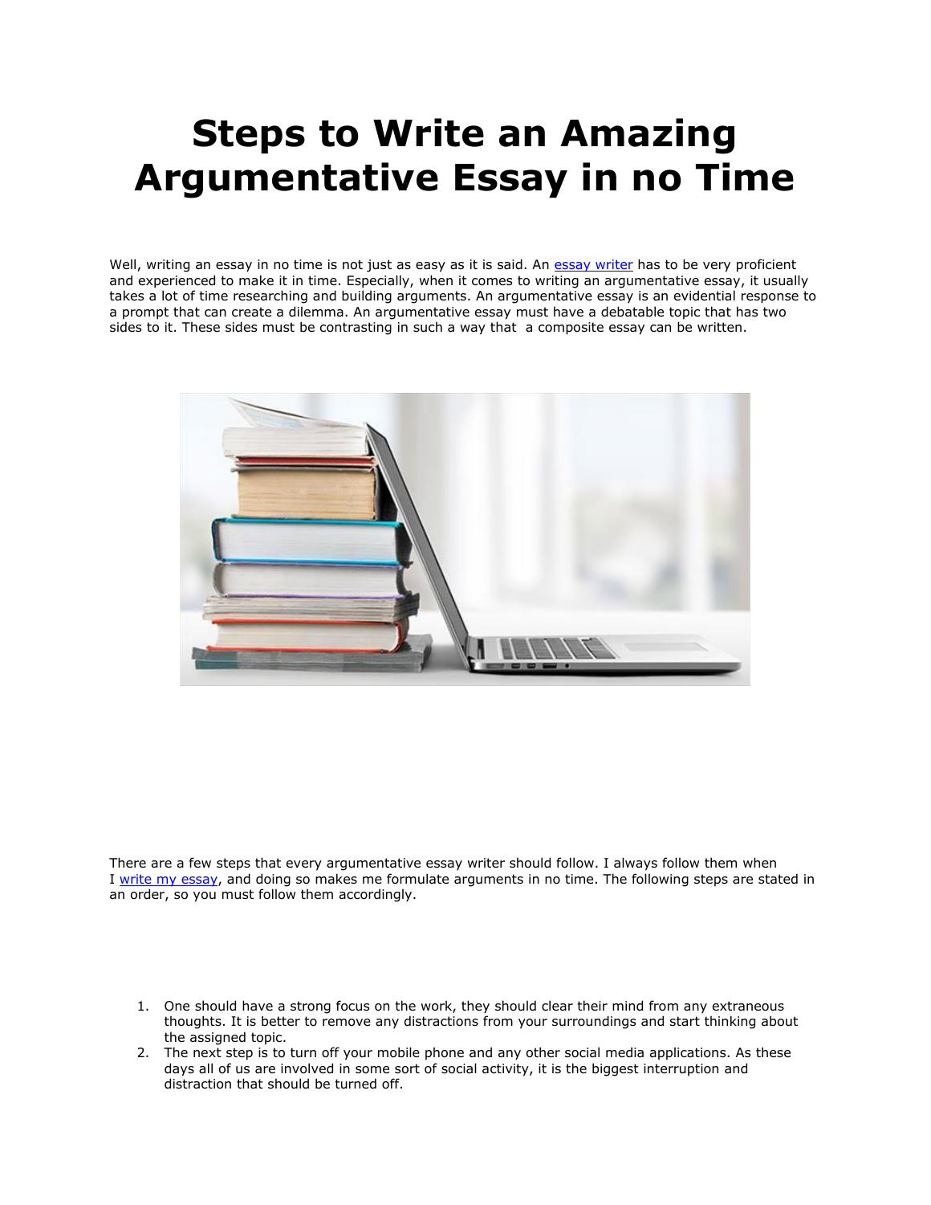# Steps to Write an Amazing Argumentative Essay in no Time

Well, writing an essay in no time is not just as easy as it is said. An essay writer has to be very proficient and experienced to make it in time. Especially, when it comes to writing an argumentative essay, it usually takes a lot of time researching and building arguments. An argumentative essay is an evidential response to a prompt that can create a dilemma. An argumentative essay must have a debatable topic that has two sides to it. These sides must be contrasting in such a way that a composite essay can be written.

There are a few steps that every argumentative essay writer should follow. I always follow them when I write my essay, and doing so makes me formulate arguments in no time. The following steps are stated in an order, so you must follow them accordingly.

1. One should have a strong focus on the work, they should clear their mind from any extraneous thoughts. It is better to remove any distractions from your surroundings and start thinking about the assigned topic.
2. The next step is to turn off your mobile phone and any other social media applications. As these days all of us are involved in some sort of social activity, it is the biggest interruption and distraction that should be turned off.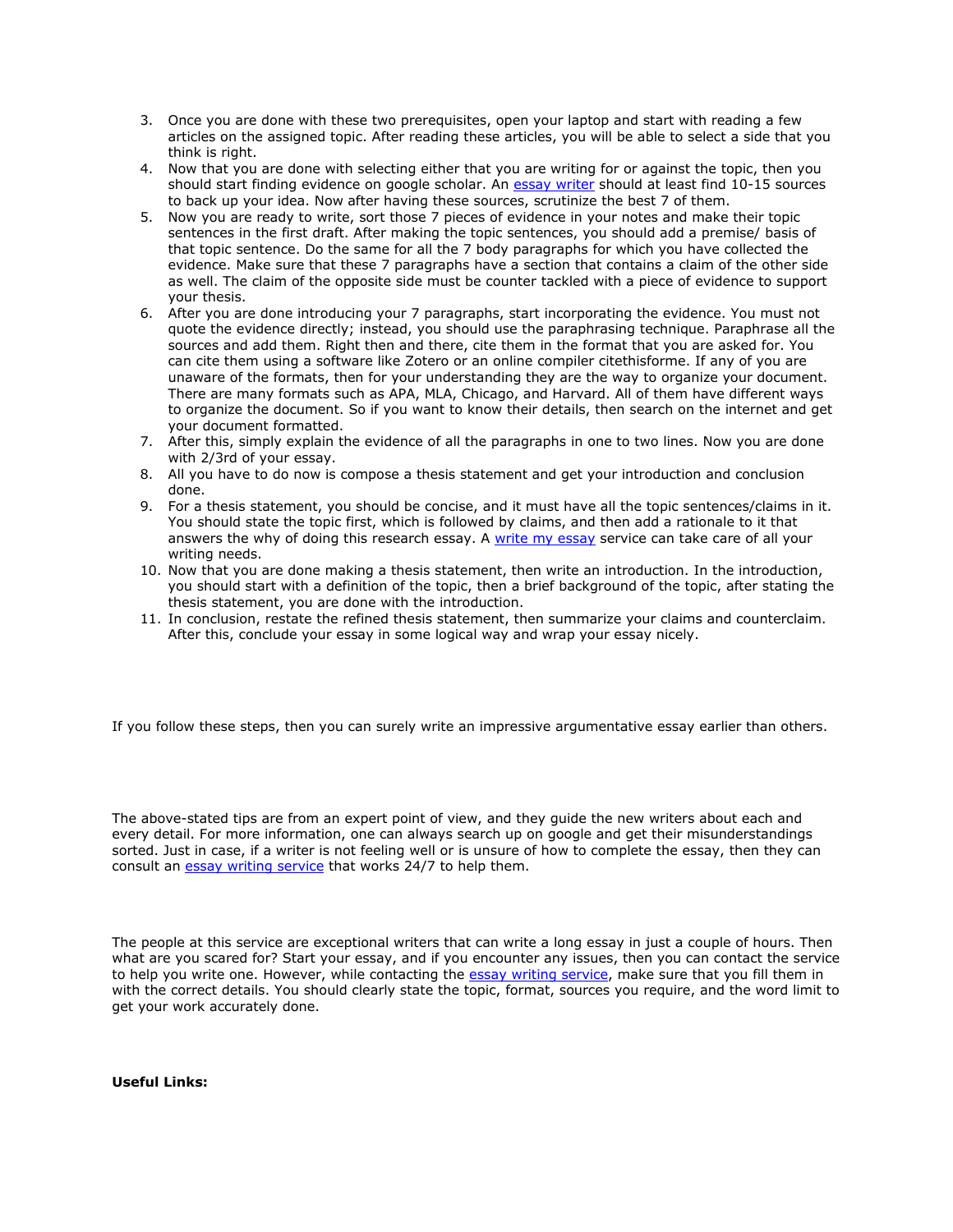3. Once you are done with these two prerequisites, open your laptop and start with reading a few articles on the assigned topic. After reading these articles, you will be able to select a side that you think is right.
4. Now that you are done with selecting either that you are writing for or against the topic, then you should start finding evidence on google scholar. An essay writer should at least find 10-15 sources to back up your idea. Now after having these sources, scrutinize the best 7 of them.
5. Now you are ready to write, sort those 7 pieces of evidence in your notes and make their topic sentences in the first draft. After making the topic sentences, you should add a premise/ basis of that topic sentence. Do the same for all the 7 body paragraphs for which you have collected the evidence. Make sure that these 7 paragraphs have a section that contains a claim of the other side as well. The claim of the opposite side must be counter tackled with a piece of evidence to support your thesis.
6. After you are done introducing your 7 paragraphs, start incorporating the evidence. You must not quote the evidence directly; instead, you should use the paraphrasing technique. Paraphrase all the sources and add them. Right then and there, cite them in the format that you are asked for. You can cite them using a software like Zotero or an online compiler citethisforme. If any of you are unaware of the formats, then for your understanding they are the way to organize your document. There are many formats such as APA, MLA, Chicago, and Harvard. All of them have different ways to organize the document. So if you want to know their details, then search on the internet and get your document formatted.
7. After this, simply explain the evidence of all the paragraphs in one to two lines. Now you are done with 2/3rd of your essay.
8. All you have to do now is compose a thesis statement and get your introduction and conclusion done.
9. For a thesis statement, you should be concise, and it must have all the topic sentences/claims in it. You should state the topic first, which is followed by claims, and then add a rationale to it that answers the why of doing this research essay. A write my essay service can take care of all your writing needs.
10. Now that you are done making a thesis statement, then write an introduction. In the introduction, you should start with a definition of the topic, then a brief background of the topic, after stating the thesis statement, you are done with the introduction.
11. In conclusion, restate the refined thesis statement, then summarize your claims and counterclaim. After this, conclude your essay in some logical way and wrap your essay nicely.

If you follow these steps, then you can surely write an impressive argumentative essay earlier than others.

The above-stated tips are from an expert point of view, and they guide the new writers about each and every detail. For more information, one can always search up on google and get their misunderstandings sorted. Just in case, if a writer is not feeling well or is unsure of how to complete the essay, then they can consult an essay writing service that works 24/7 to help them.

The people at this service are exceptional writers that can write a long essay in just a couple of hours. Then what are you scared for? Start your essay, and if you encounter any issues, then you can contact the service to help you write one. However, while contacting the essay writing service, make sure that you fill them in with the correct details. You should clearly state the topic, format, sources you require, and the word limit to get your work accurately done.

**Useful Links:**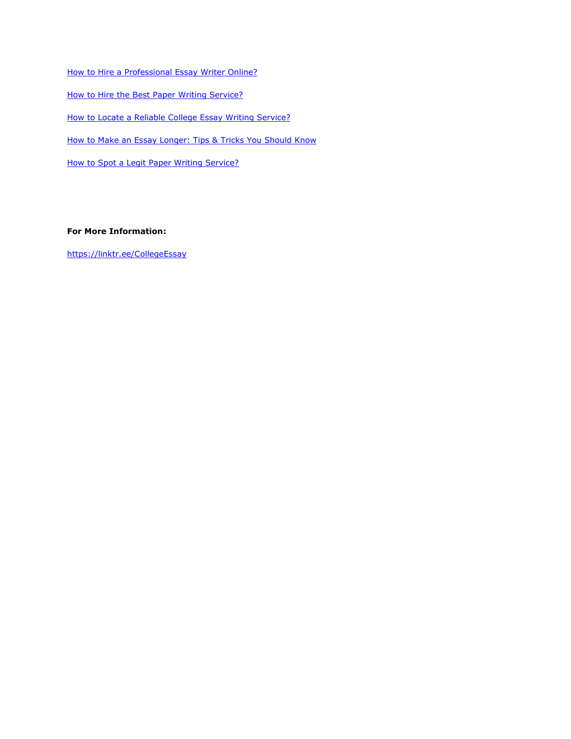How to Hire a Professional Essay Writer Online?

How to Hire the Best Paper Writing Service?

How to Locate a Reliable College Essay Writing Service?

How to Make an Essay Longer: Tips & Tricks You Should Know

How to Spot a Legit Paper Writing Service?

**For More Information:**

https://linktr.ee/CollegeEssay